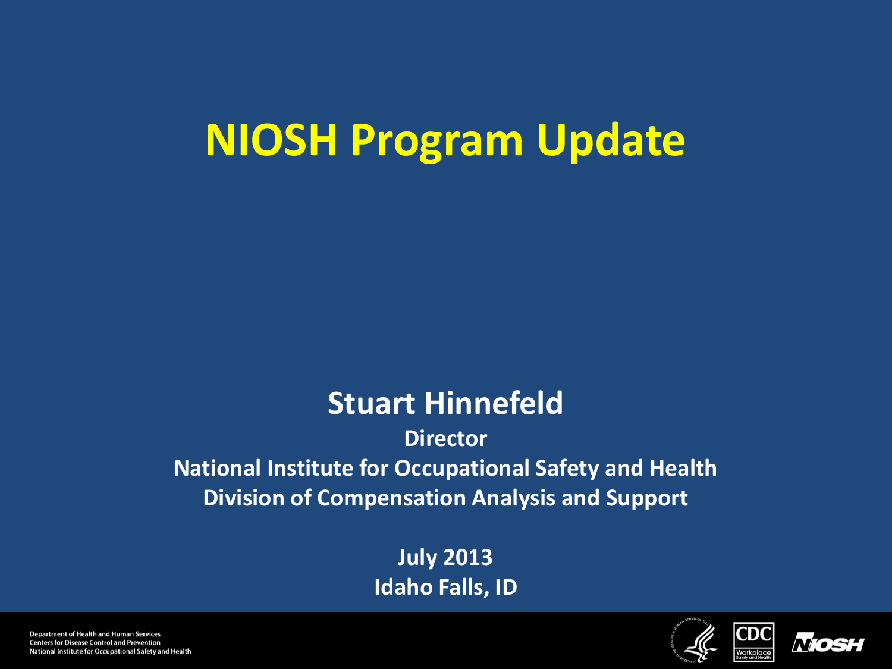# NIOSH Program Update

**Stuart Hinnefeld**

**Director**

**National Institute for Occupational Safety and Health**

**Division of Compensation Analysis and Support**

**July 2013**

**Idaho Falls, ID**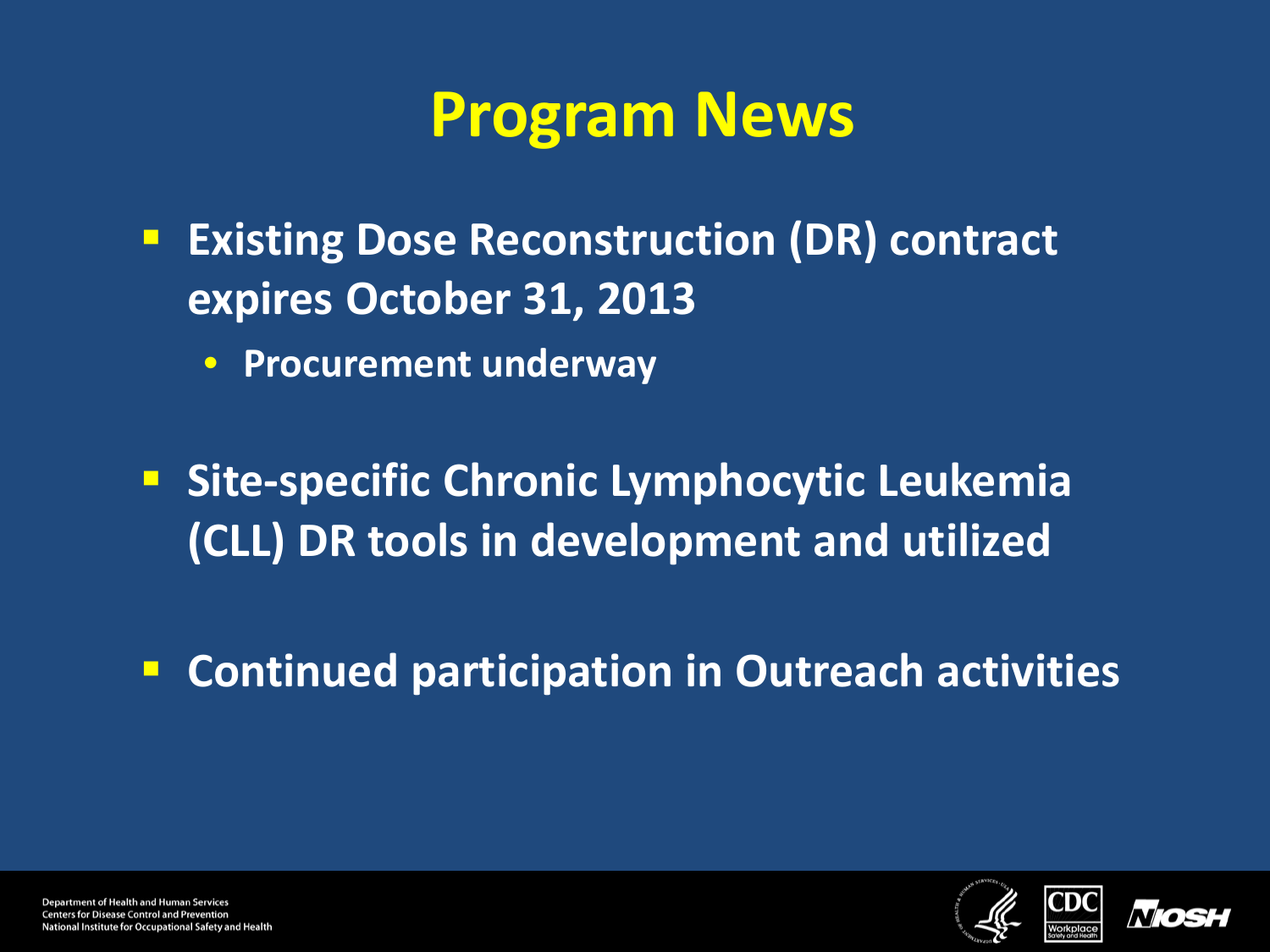# Program News

- **Existing Dose Reconstruction (DR) contract expires October 31, 2013**
  - **Procurement underway**
- **Site-specific Chronic Lymphocytic Leukemia (CLL) DR tools in development and utilized**
- **Continued participation in Outreach activities**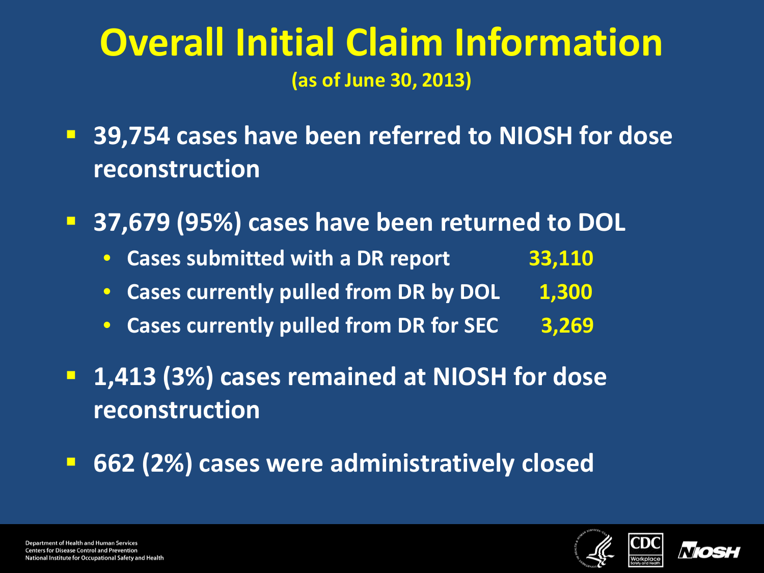# Overall Initial Claim Information

(as of June 30, 2013)

- **39,754 cases have been referred to NIOSH for dose reconstruction**
- **37,679 (95%) cases have been returned to DOL**
  - **Cases submitted with a DR report** **33,110**
  - **Cases currently pulled from DR by DOL** **1,300**
  - **Cases currently pulled from DR for SEC** **3,269**
- **1,413 (3%) cases remained at NIOSH for dose reconstruction**
- **662 (2%) cases were administratively closed**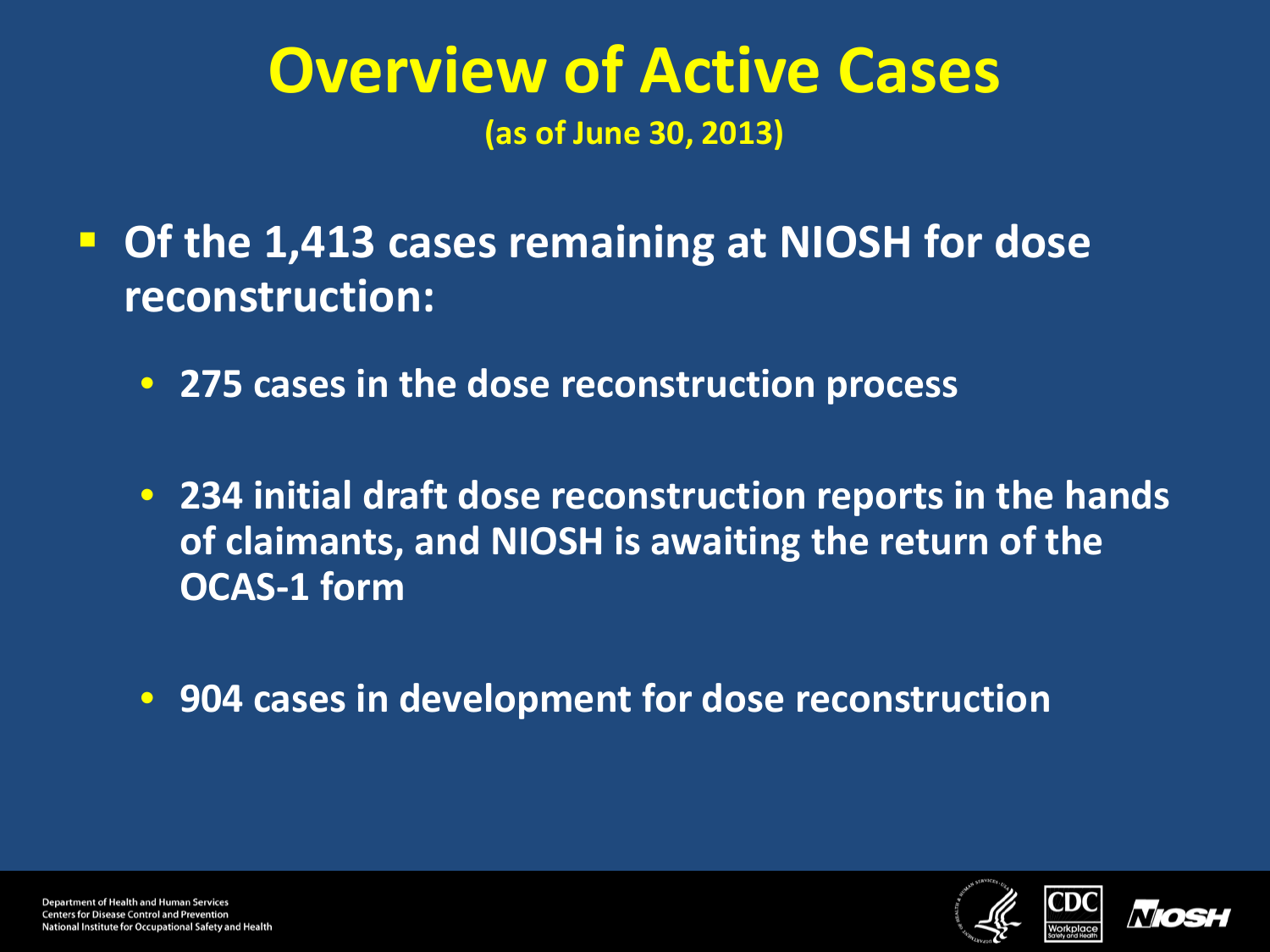# Overview of Active Cases

**(as of June 30, 2013)**

- **Of the 1,413 cases remaining at NIOSH for dose reconstruction:**
  - **275 cases in the dose reconstruction process**
  - **234 initial draft dose reconstruction reports in the hands of claimants, and NIOSH is awaiting the return of the OCAS-1 form**
  - **904 cases in development for dose reconstruction**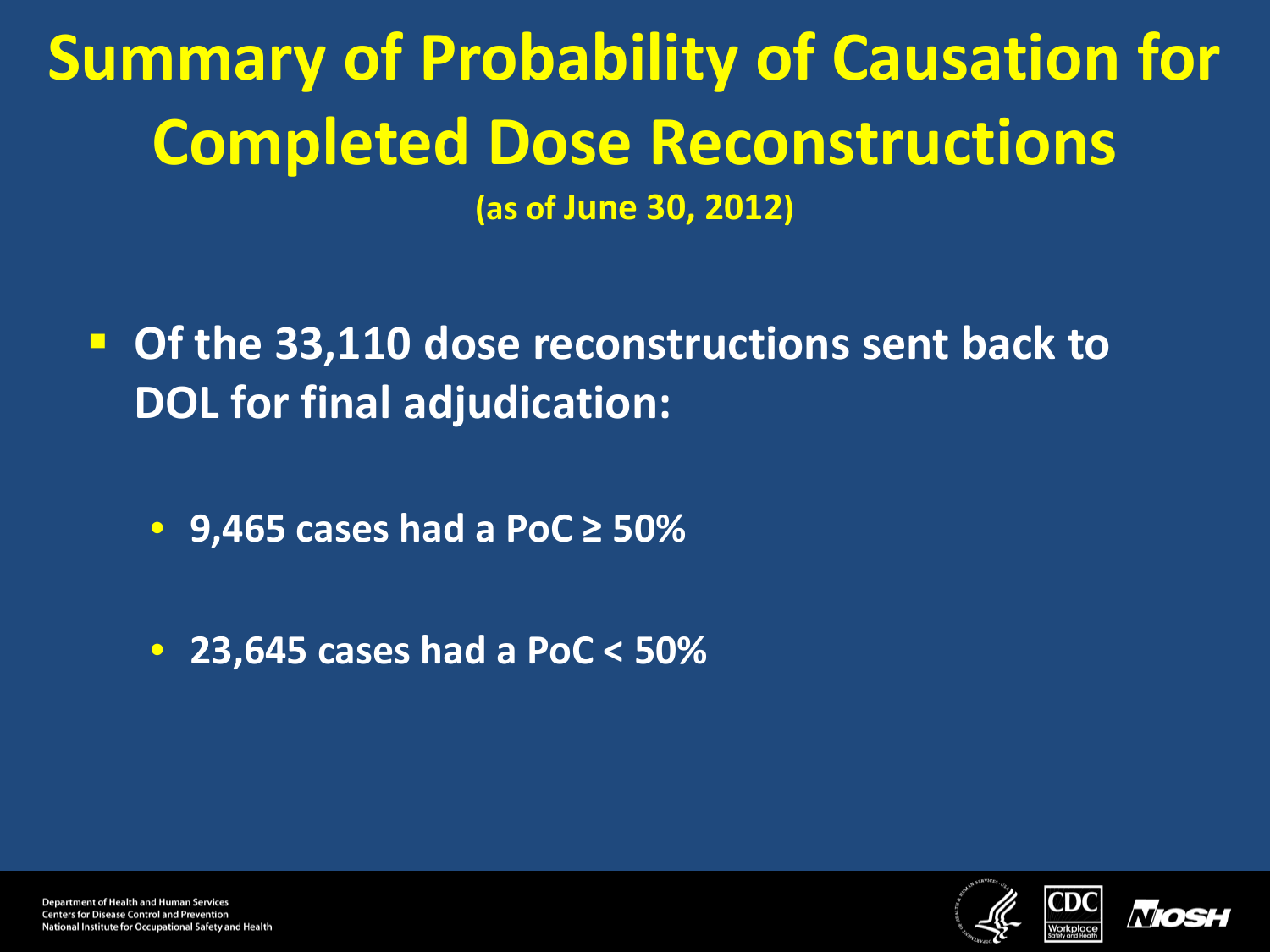# Summary of Probability of Causation for Completed Dose Reconstructions

**(as of June 30, 2012)**

- **Of the 33,110 dose reconstructions sent back to DOL for final adjudication:**
  - **9,465 cases had a PoC ≥ 50%**
  - **23,645 cases had a PoC < 50%**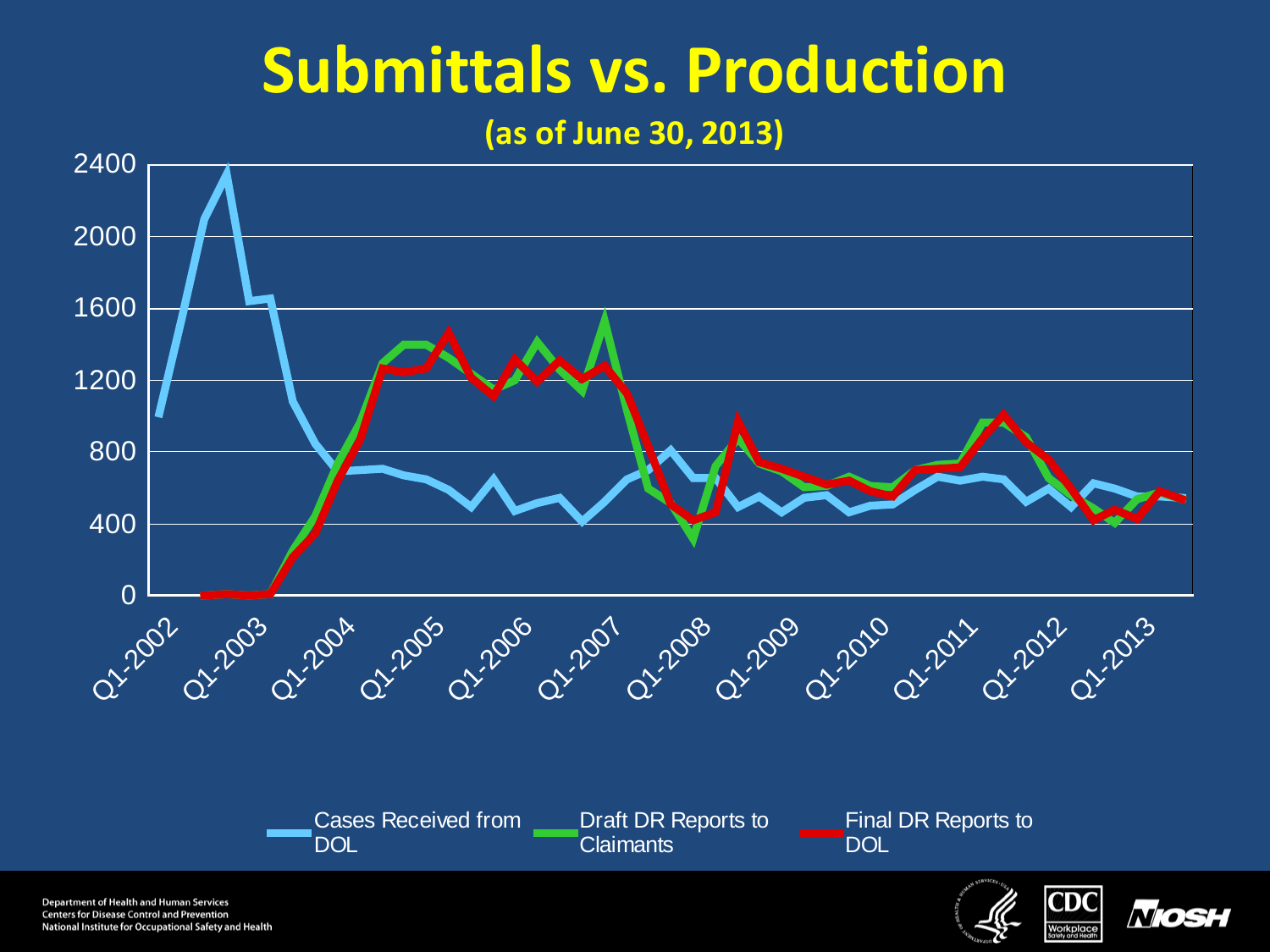# Submittals vs. Production

**(as of June 30, 2013)**

Cases Received from DOL | Draft DR Reports to Claimants | Final DR Reports to DOL

Department of Health and Human Services
Centers for Disease Control and Prevention
National Institute for Occupational Safety and Health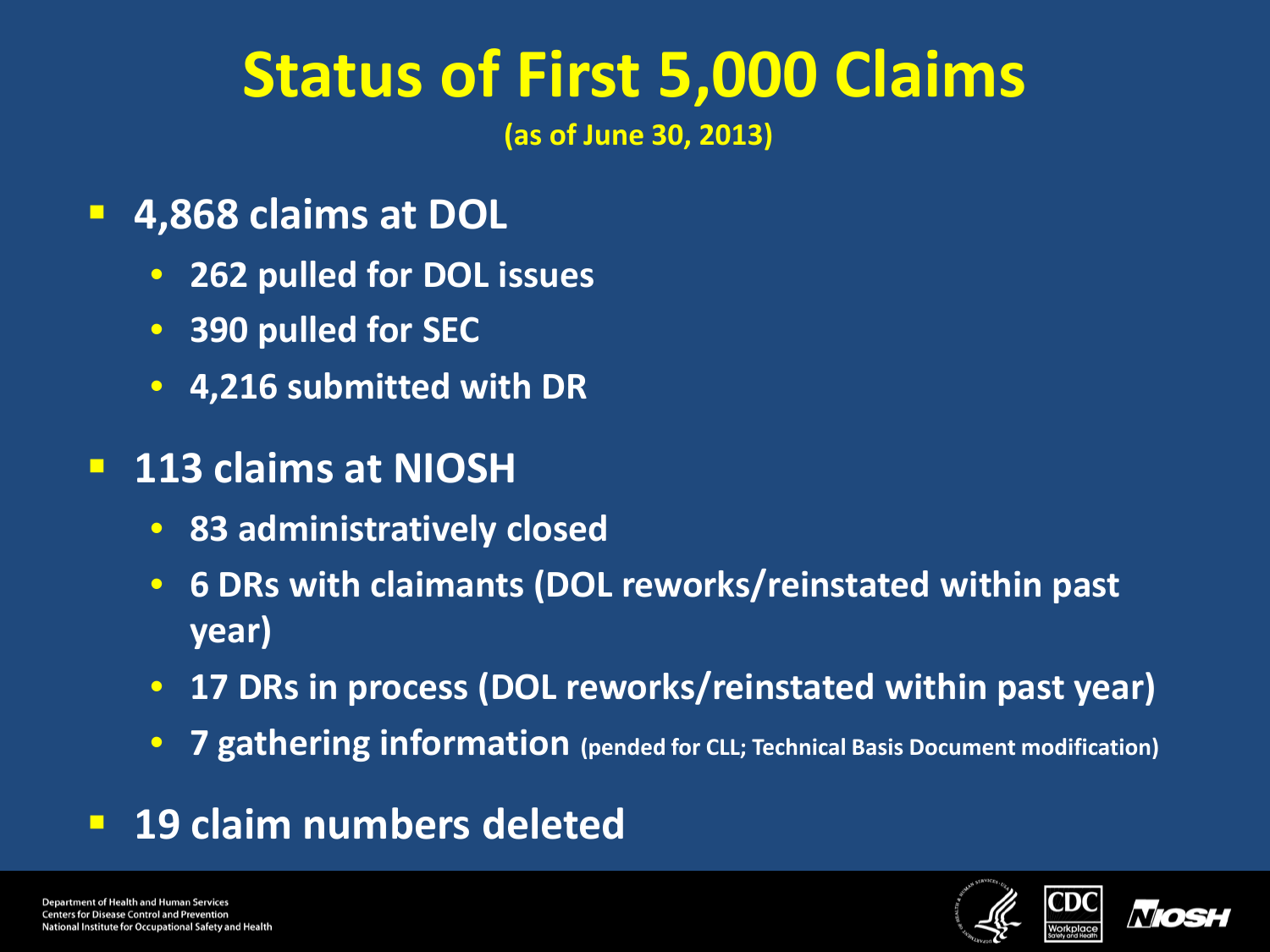# Status of First 5,000 Claims

**(as of June 30, 2013)**

- **4,868 claims at DOL**
  - **262 pulled for DOL issues**
  - **390 pulled for SEC**
  - **4,216 submitted with DR**
- **113 claims at NIOSH**
  - **83 administratively closed**
  - **6 DRs with claimants (DOL reworks/reinstated within past year)**
  - **17 DRs in process (DOL reworks/reinstated within past year)**
  - **7 gathering information** (pended for CLL; Technical Basis Document modification)
- **19 claim numbers deleted**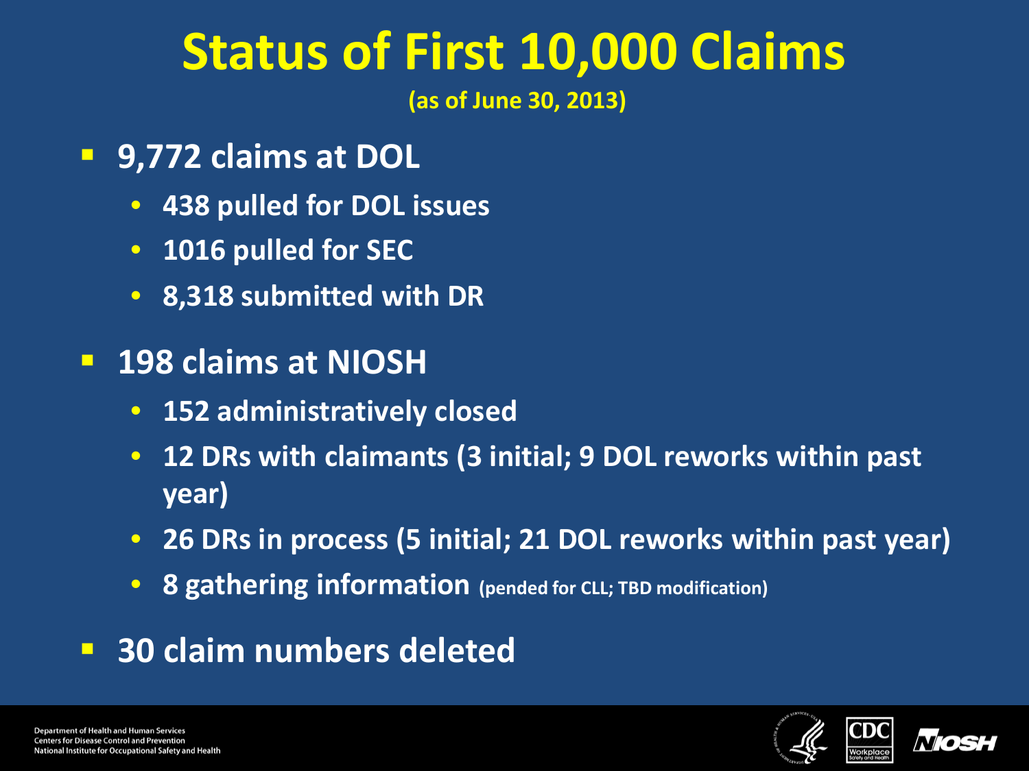# Status of First 10,000 Claims

**(as of June 30, 2013)**

- **9,772 claims at DOL**
  - **438 pulled for DOL issues**
  - **1016 pulled for SEC**
  - **8,318 submitted with DR**
- **198 claims at NIOSH**
  - **152 administratively closed**
  - **12 DRs with claimants (3 initial; 9 DOL reworks within past year)**
  - **26 DRs in process (5 initial; 21 DOL reworks within past year)**
  - **8 gathering information (pended for CLL; TBD modification)**
- **30 claim numbers deleted**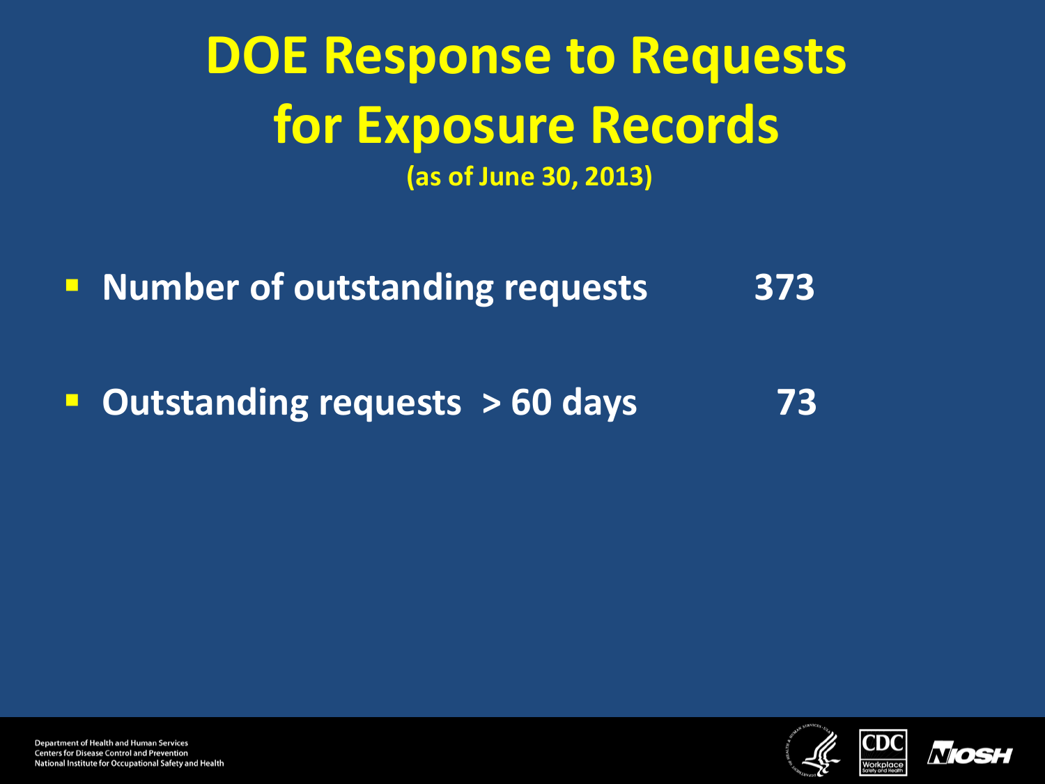# DOE Response to Requests for Exposure Records

**(as of June 30, 2013)**

- **Number of outstanding requests 373**
- **Outstanding requests > 60 days 73**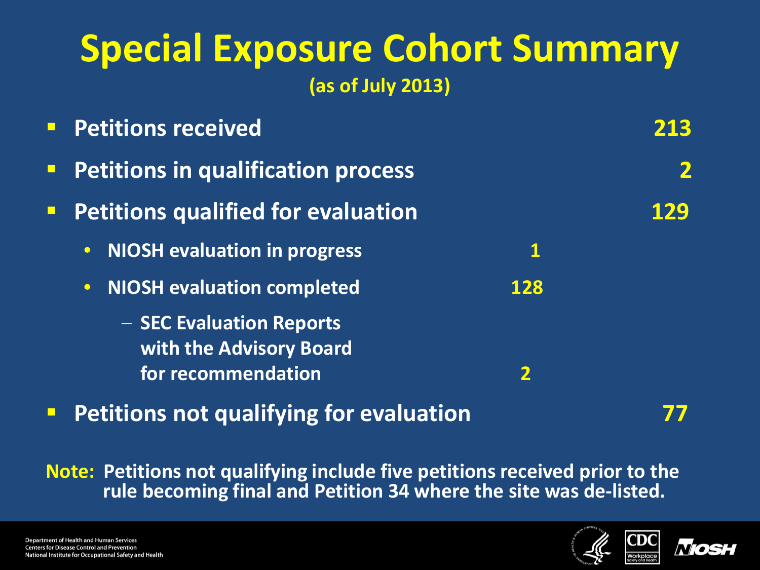# Special Exposure Cohort Summary

**(as of July 2013)**

- **Petitions received** — **213**
- **Petitions in qualification process** — **2**
- **Petitions qualified for evaluation** — **129**
  - **NIOSH evaluation in progress** — **1**
  - **NIOSH evaluation completed** — **128**
    - **SEC Evaluation Reports with the Advisory Board for recommendation** — **2**
- **Petitions not qualifying for evaluation** — **77**

**Note:** **Petitions not qualifying include five petitions received prior to the rule becoming final and Petition 34 where the site was de-listed.**

Department of Health and Human Services
Centers for Disease Control and Prevention
National Institute for Occupational Safety and Health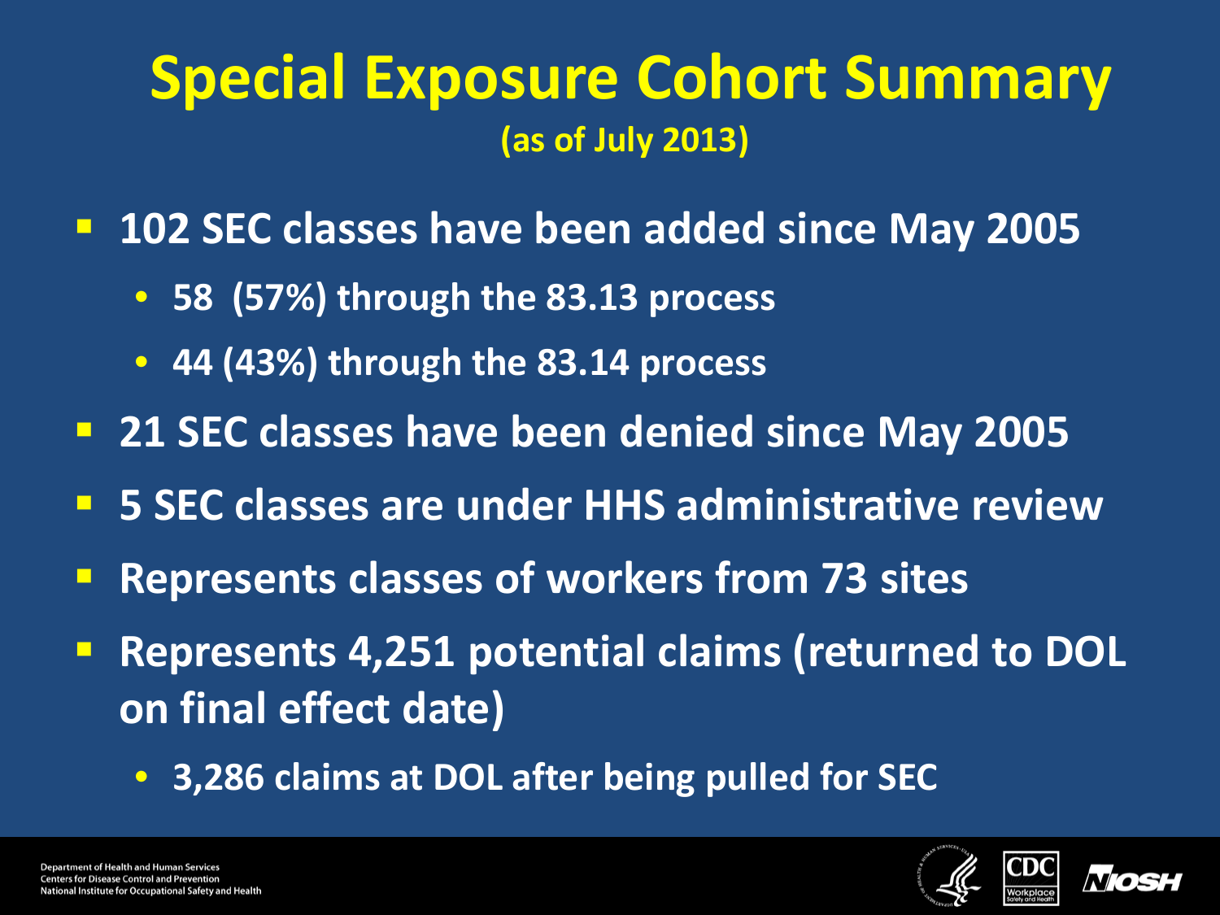# Special Exposure Cohort Summary

**(as of July 2013)**

- **102 SEC classes have been added since May 2005**
  - **58 (57%) through the 83.13 process**
  - **44 (43%) through the 83.14 process**
- **21 SEC classes have been denied since May 2005**
- **5 SEC classes are under HHS administrative review**
- **Represents classes of workers from 73 sites**
- **Represents 4,251 potential claims (returned to DOL on final effect date)**
  - **3,286 claims at DOL after being pulled for SEC**